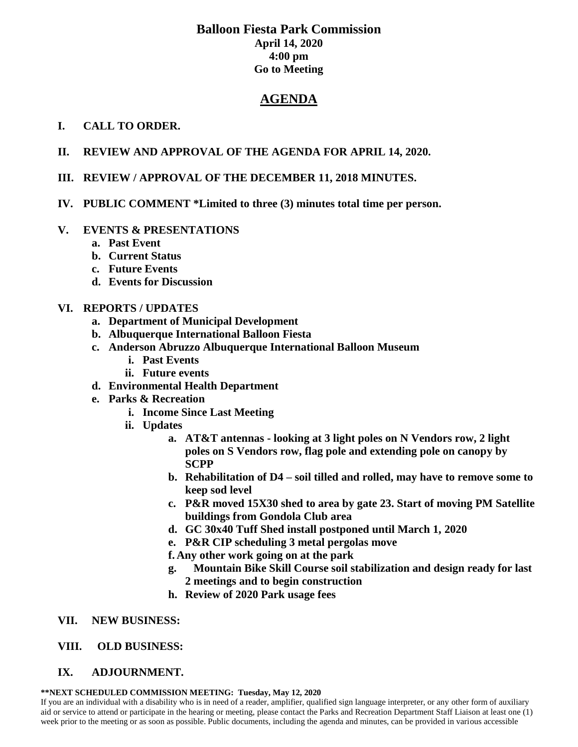# Balloon Fiesta Park Commission

**April 14, 2020**
**4:00 pm**
**Go to Meeting**

## AGENDA

**I. CALL TO ORDER.**

**II. REVIEW AND APPROVAL OF THE AGENDA FOR APRIL 14, 2020.**

**III. REVIEW / APPROVAL OF THE DECEMBER 11, 2018 MINUTES.**

**IV. PUBLIC COMMENT *Limited to three (3) minutes total time per person.**

**V. EVENTS & PRESENTATIONS**

- **a. Past Event**
- **b. Current Status**
- **c. Future Events**
- **d. Events for Discussion**

**VI. REPORTS / UPDATES**

- **a. Department of Municipal Development**
- **b. Albuquerque International Balloon Fiesta**
- **c. Anderson Abruzzo Albuquerque International Balloon Museum**
  - **i. Past Events**
  - **ii. Future events**
- **d. Environmental Health Department**
- **e. Parks & Recreation**
  - **i. Income Since Last Meeting**
  - **ii. Updates**
    - **a. AT&T antennas - looking at 3 light poles on N Vendors row, 2 light poles on S Vendors row, flag pole and extending pole on canopy by SCPP**
    - **b. Rehabilitation of D4 – soil tilled and rolled, may have to remove some to keep sod level**
    - **c. P&R moved 15X30 shed to area by gate 23. Start of moving PM Satellite buildings from Gondola Club area**
    - **d. GC 30x40 Tuff Shed install postponed until March 1, 2020**
    - **e. P&R CIP scheduling 3 metal pergolas move**
    - **f. Any other work going on at the park**
    - **g. Mountain Bike Skill Course soil stabilization and design ready for last 2 meetings and to begin construction**
    - **h. Review of 2020 Park usage fees**

**VII. NEW BUSINESS:**

**VIII. OLD BUSINESS:**

**IX. ADJOURNMENT.**

****NEXT SCHEDULED COMMISSION MEETING: Tuesday, May 12, 2020**

If you are an individual with a disability who is in need of a reader, amplifier, qualified sign language interpreter, or any other form of auxiliary aid or service to attend or participate in the hearing or meeting, please contact the Parks and Recreation Department Staff Liaison at least one (1) week prior to the meeting or as soon as possible. Public documents, including the agenda and minutes, can be provided in various accessible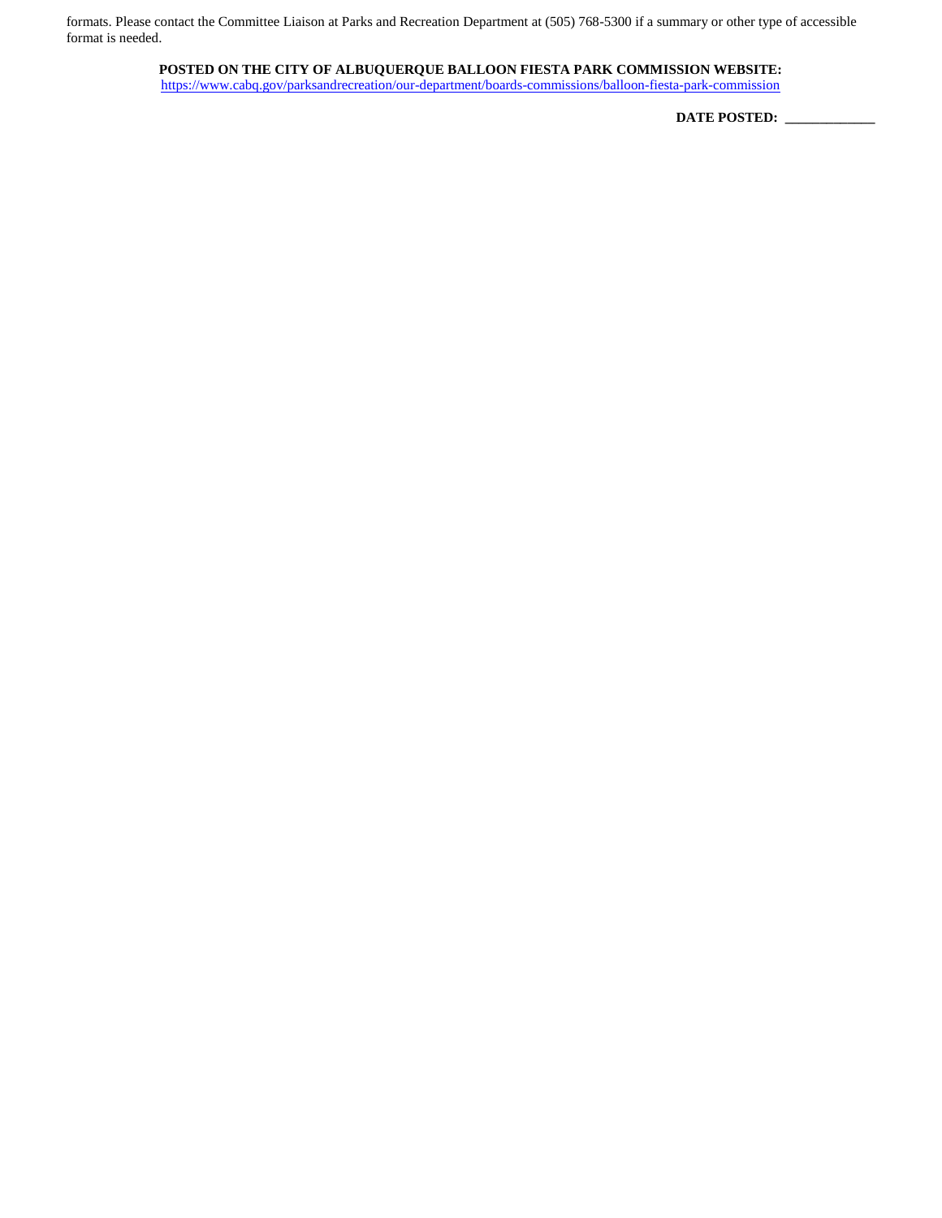formats. Please contact the Committee Liaison at Parks and Recreation Department at (505) 768-5300 if a summary or other type of accessible format is needed.

**POSTED ON THE CITY OF ALBUQUERQUE BALLOON FIESTA PARK COMMISSION WEBSITE:**
https://www.cabq.gov/parksandrecreation/our-department/boards-commissions/balloon-fiesta-park-commission

**DATE POSTED: _____________**